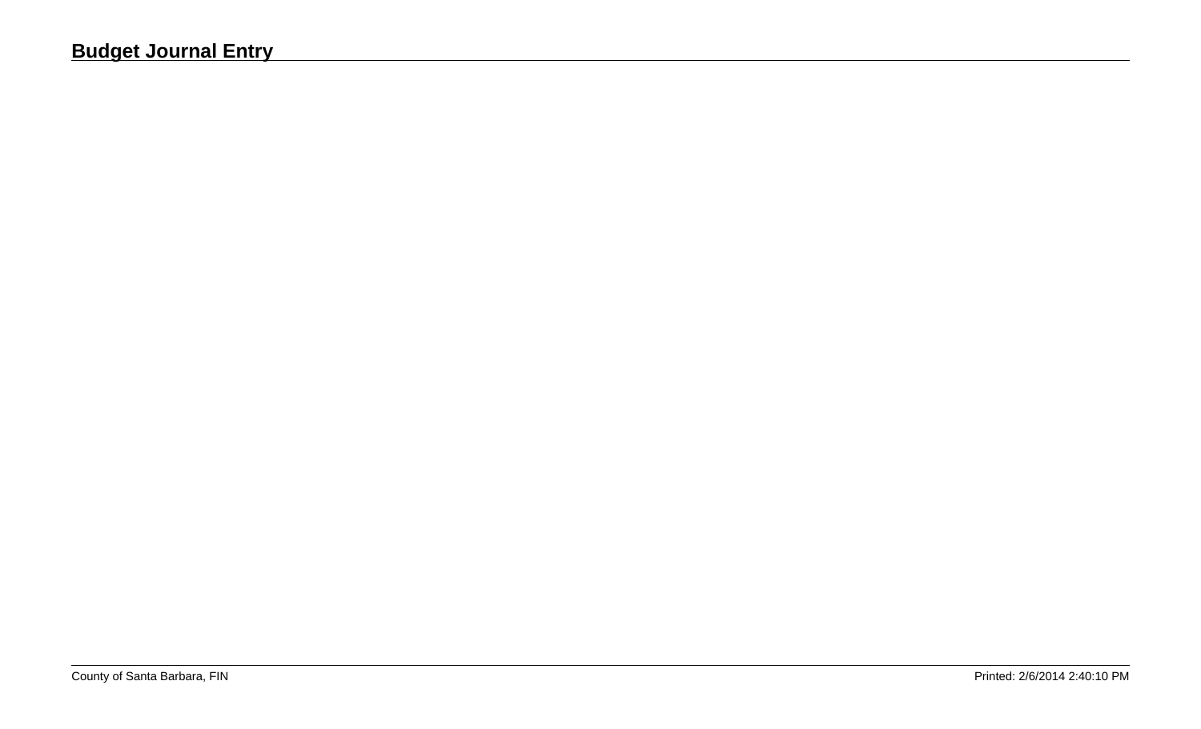# Budget Journal Entry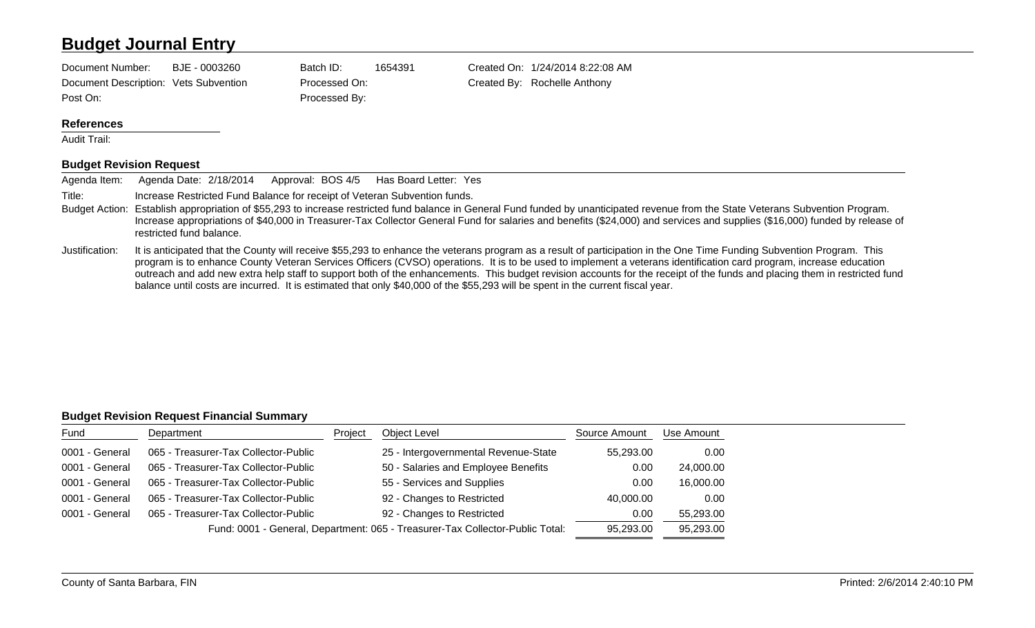# Budget Journal Entry

Document Number: BJE - 0003260
Document Description: Vets Subvention
Post On:

Batch ID: 1654391
Processed On:
Processed By:

Created On: 1/24/2014 8:22:08 AM
Created By: Rochelle Anthony

### References

Audit Trail:

### Budget Revision Request

Agenda Item: Agenda Date: 2/18/2014 Approval: BOS 4/5 Has Board Letter: Yes

Title: Increase Restricted Fund Balance for receipt of Veteran Subvention funds.

Budget Action: Establish appropriation of $55,293 to increase restricted fund balance in General Fund funded by unanticipated revenue from the State Veterans Subvention Program. Increase appropriations of $40,000 in Treasurer-Tax Collector General Fund for salaries and benefits ($24,000) and services and supplies ($16,000) funded by release of restricted fund balance.

Justification: It is anticipated that the County will receive $55,293 to enhance the veterans program as a result of participation in the One Time Funding Subvention Program. This program is to enhance County Veteran Services Officers (CVSO) operations. It is to be used to implement a veterans identification card program, increase education outreach and add new extra help staff to support both of the enhancements. This budget revision accounts for the receipt of the funds and placing them in restricted fund balance until costs are incurred. It is estimated that only $40,000 of the $55,293 will be spent in the current fiscal year.

### Budget Revision Request Financial Summary

| Fund | Department | Project | Object Level | Source Amount | Use Amount |
|---|---|---|---|---|---|
| 0001 - General | 065 - Treasurer-Tax Collector-Public | | 25 - Intergovernmental Revenue-State | 55,293.00 | 0.00 |
| 0001 - General | 065 - Treasurer-Tax Collector-Public | | 50 - Salaries and Employee Benefits | 0.00 | 24,000.00 |
| 0001 - General | 065 - Treasurer-Tax Collector-Public | | 55 - Services and Supplies | 0.00 | 16,000.00 |
| 0001 - General | 065 - Treasurer-Tax Collector-Public | | 92 - Changes to Restricted | 40,000.00 | 0.00 |
| 0001 - General | 065 - Treasurer-Tax Collector-Public | | 92 - Changes to Restricted | 0.00 | 55,293.00 |
| | | | Fund: 0001 - General, Department: 065 - Treasurer-Tax Collector-Public Total: | 95,293.00 | 95,293.00 |

County of Santa Barbara, FIN Printed: 2/6/2014 2:40:10 PM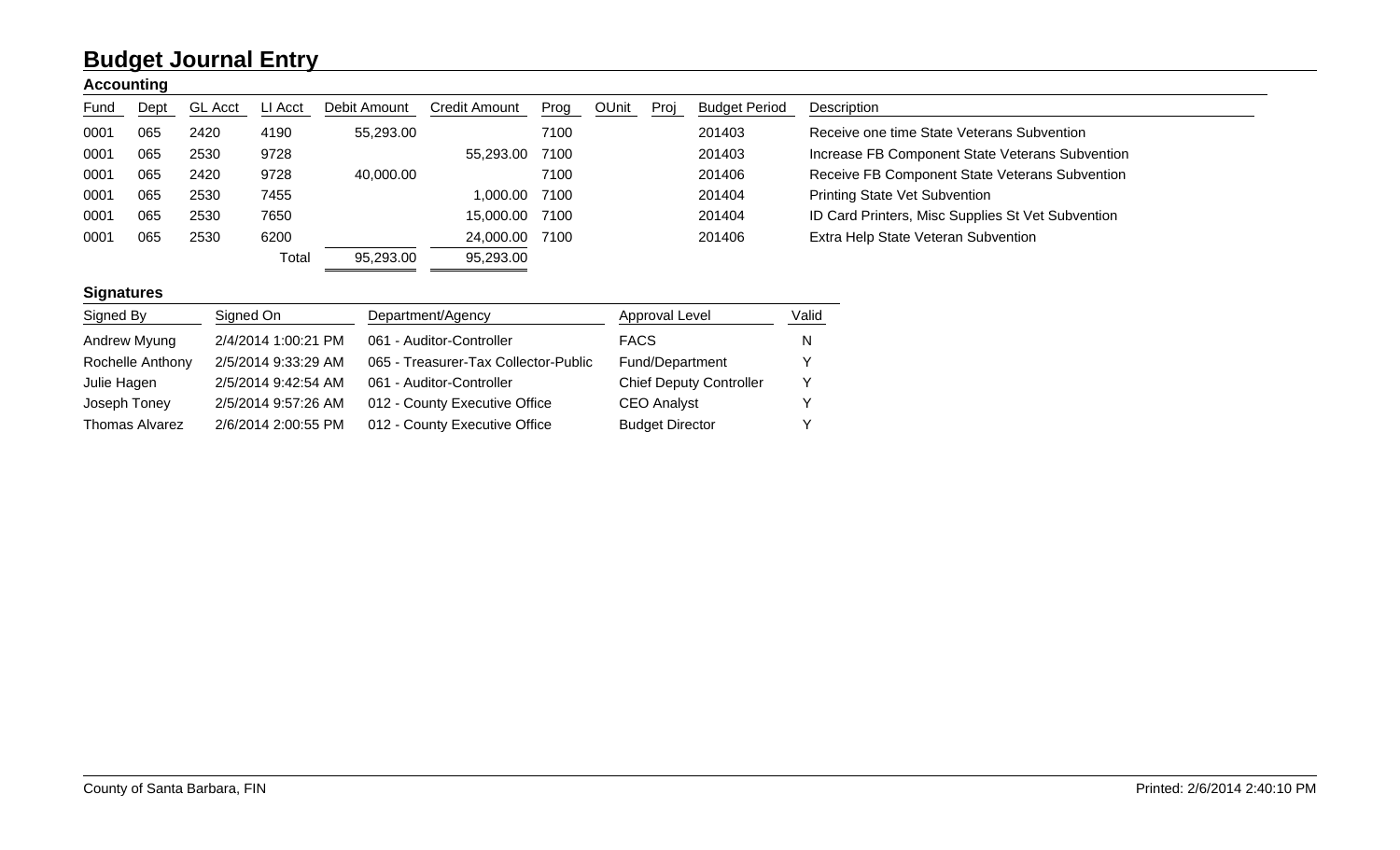# Budget Journal Entry

## Accounting

| Fund | Dept | GL Acct | LI Acct | Debit Amount | Credit Amount | Prog | OUnit | Proj | Budget Period | Description |
|---|---|---|---|---|---|---|---|---|---|---|
| 0001 | 065 | 2420 | 4190 | 55,293.00 | | 7100 | | | 201403 | Receive one time State Veterans Subvention |
| 0001 | 065 | 2530 | 9728 | | 55,293.00 | 7100 | | | 201403 | Increase FB Component State Veterans Subvention |
| 0001 | 065 | 2420 | 9728 | 40,000.00 | | 7100 | | | 201406 | Receive FB Component State Veterans Subvention |
| 0001 | 065 | 2530 | 7455 | | 1,000.00 | 7100 | | | 201404 | Printing State Vet Subvention |
| 0001 | 065 | 2530 | 7650 | | 15,000.00 | 7100 | | | 201404 | ID Card Printers, Misc Supplies St Vet Subvention |
| 0001 | 065 | 2530 | 6200 | | 24,000.00 | 7100 | | | 201406 | Extra Help State Veteran Subvention |
| | | | Total | 95,293.00 | 95,293.00 | | | | | |

## Signatures

| Signed By | Signed On | Department/Agency | Approval Level | Valid |
|---|---|---|---|---|
| Andrew Myung | 2/4/2014 1:00:21 PM | 061 - Auditor-Controller | FACS | N |
| Rochelle Anthony | 2/5/2014 9:33:29 AM | 065 - Treasurer-Tax Collector-Public | Fund/Department | Y |
| Julie Hagen | 2/5/2014 9:42:54 AM | 061 - Auditor-Controller | Chief Deputy Controller | Y |
| Joseph Toney | 2/5/2014 9:57:26 AM | 012 - County Executive Office | CEO Analyst | Y |
| Thomas Alvarez | 2/6/2014 2:00:55 PM | 012 - County Executive Office | Budget Director | Y |

County of Santa Barbara, FIN

Printed: 2/6/2014 2:40:10 PM